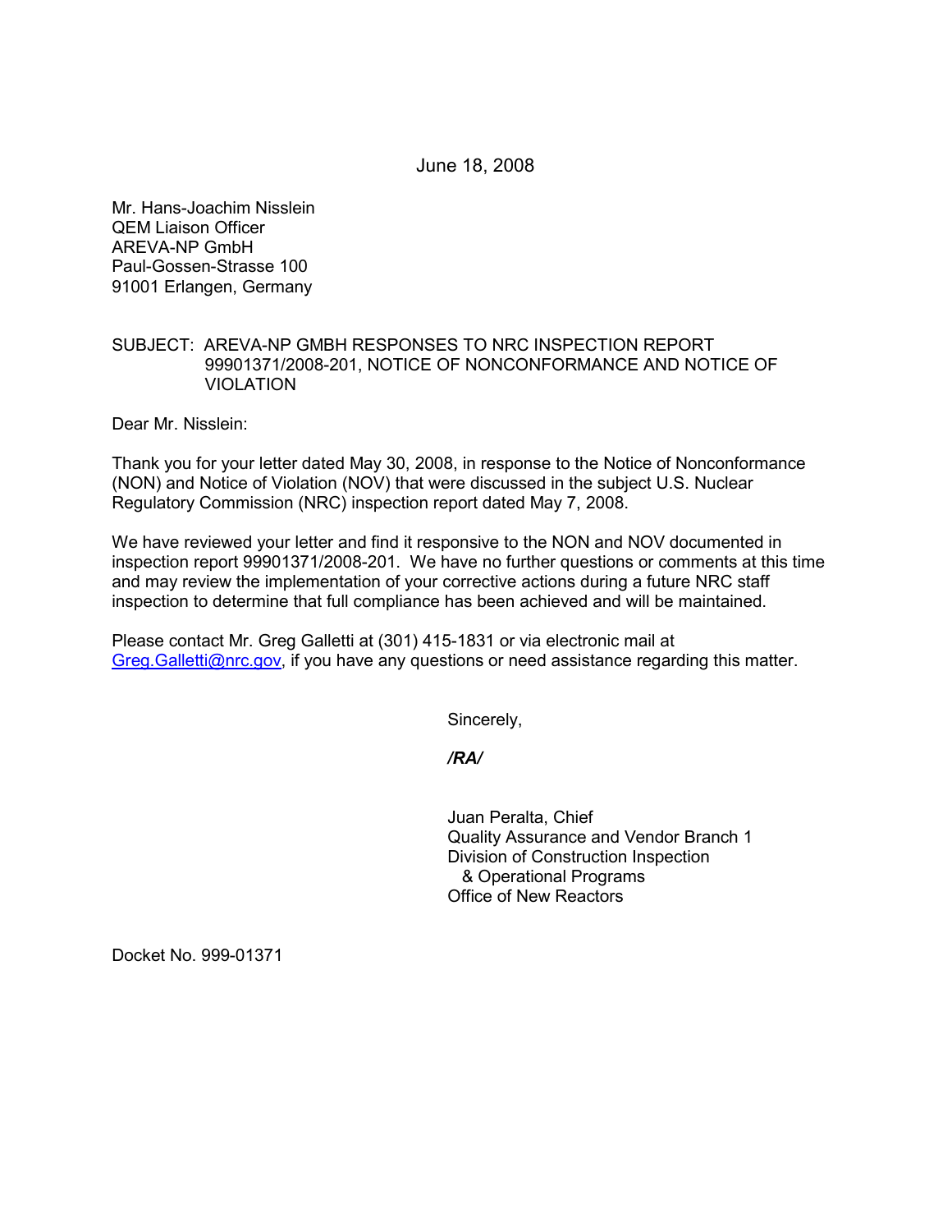June 18, 2008

Mr. Hans-Joachim Nisslein
QEM Liaison Officer
AREVA-NP GmbH
Paul-Gossen-Strasse 100
91001 Erlangen, Germany

SUBJECT: AREVA-NP GMBH RESPONSES TO NRC INSPECTION REPORT 99901371/2008-201, NOTICE OF NONCONFORMANCE AND NOTICE OF VIOLATION

Dear Mr. Nisslein:

Thank you for your letter dated May 30, 2008, in response to the Notice of Nonconformance (NON) and Notice of Violation (NOV) that were discussed in the subject U.S. Nuclear Regulatory Commission (NRC) inspection report dated May 7, 2008.

We have reviewed your letter and find it responsive to the NON and NOV documented in inspection report 99901371/2008-201. We have no further questions or comments at this time and may review the implementation of your corrective actions during a future NRC staff inspection to determine that full compliance has been achieved and will be maintained.

Please contact Mr. Greg Galletti at (301) 415-1831 or via electronic mail at Greg.Galletti@nrc.gov, if you have any questions or need assistance regarding this matter.

Sincerely,

*/RA/*

Juan Peralta, Chief
Quality Assurance and Vendor Branch 1
Division of Construction Inspection
& Operational Programs
Office of New Reactors

Docket No. 999-01371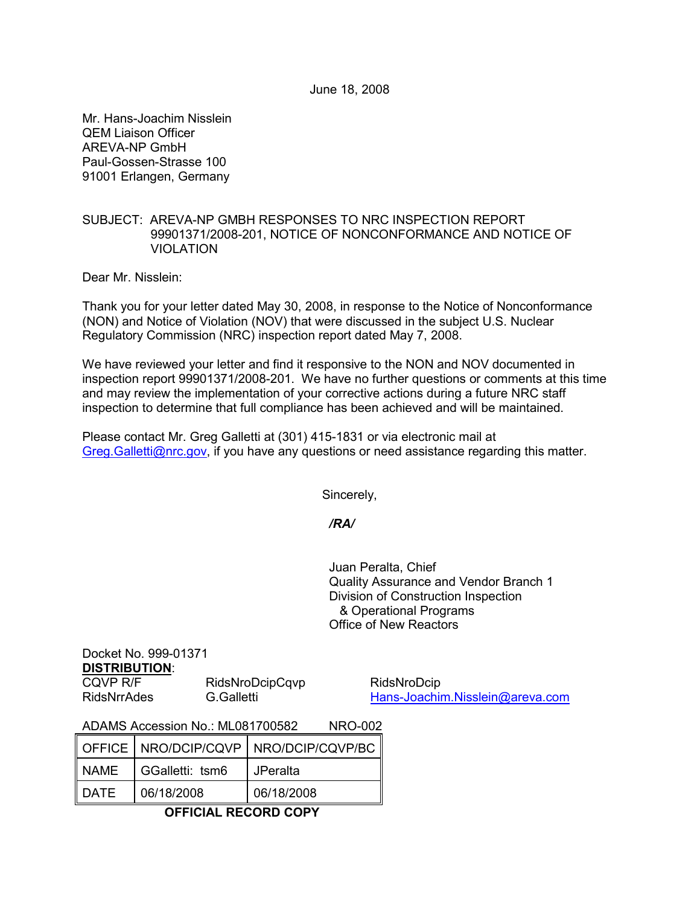June 18, 2008

Mr. Hans-Joachim Nisslein
QEM Liaison Officer
AREVA-NP GmbH
Paul-Gossen-Strasse 100
91001 Erlangen, Germany

SUBJECT: AREVA-NP GMBH RESPONSES TO NRC INSPECTION REPORT 99901371/2008-201, NOTICE OF NONCONFORMANCE AND NOTICE OF VIOLATION

Dear Mr. Nisslein:

Thank you for your letter dated May 30, 2008, in response to the Notice of Nonconformance (NON) and Notice of Violation (NOV) that were discussed in the subject U.S. Nuclear Regulatory Commission (NRC) inspection report dated May 7, 2008.

We have reviewed your letter and find it responsive to the NON and NOV documented in inspection report 99901371/2008-201. We have no further questions or comments at this time and may review the implementation of your corrective actions during a future NRC staff inspection to determine that full compliance has been achieved and will be maintained.

Please contact Mr. Greg Galletti at (301) 415-1831 or via electronic mail at Greg.Galletti@nrc.gov, if you have any questions or need assistance regarding this matter.

Sincerely,

***/RA/***

Juan Peralta, Chief
Quality Assurance and Vendor Branch 1
Division of Construction Inspection
& Operational Programs
Office of New Reactors

Docket No. 999-01371

**DISTRIBUTION**:

| | | |
|---|---|---|
| CQVP R/F | RidsNroDcipCqvp | RidsNroDcip |
| RidsNrrAdes | G.Galletti | Hans-Joachim.Nisslein@areva.com |

ADAMS Accession No.: ML081700582 NRO-002

| OFFICE | NRO/DCIP/CQVP | NRO/DCIP/CQVP/BC |
|---|---|---|
| NAME | GGalletti: tsm6 | JPeralta |
| DATE | 06/18/2008 | 06/18/2008 |

**OFFICIAL RECORD COPY**